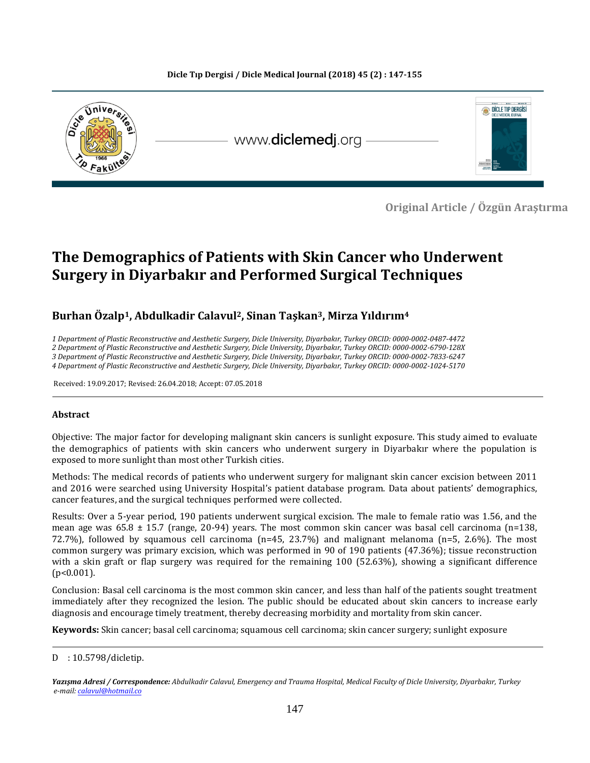Original Article / Özgün Araştırma

# The Demographics of Patients with Skin Cancer who Underwent Surgery in Diyarbakır and Performed Surgical Techniques

**Burhan Özalp[1], Abdulkadir Calavul[2], Sinan Taşkan[3], Mirza Yıldırım[4]**

*1 Department of Plastic Reconstructive and Aesthetic Surgery, Dicle University, Diyarbakır, Turkey ORCID: 0000-0002-0487-4472*
*2 Department of Plastic Reconstructive and Aesthetic Surgery, Dicle University, Diyarbakır, Turkey ORCID: 0000-0002-6790-128X*
*3 Department of Plastic Reconstructive and Aesthetic Surgery, Dicle University, Diyarbakır, Turkey ORCID: 0000-0002-7833-6247*
*4 Department of Plastic Reconstructive and Aesthetic Surgery, Dicle University, Diyarbakır, Turkey ORCID: 0000-0002-1024-5170*

Received: 19.09.2017; Revised: 26.04.2018; Accept: 07.05.2018

### Abstract

Objective: The major factor for developing malignant skin cancers is sunlight exposure. This study aimed to evaluate the demographics of patients with skin cancers who underwent surgery in Diyarbakır where the population is exposed to more sunlight than most other Turkish cities.

Methods: The medical records of patients who underwent surgery for malignant skin cancer excision between 2011 and 2016 were searched using University Hospital's patient database program. Data about patients' demographics, cancer features, and the surgical techniques performed were collected.

Results: Over a 5-year period, 190 patients underwent surgical excision. The male to female ratio was 1.56, and the mean age was 65.8 ± 15.7 (range, 20-94) years. The most common skin cancer was basal cell carcinoma (n=138, 72.7%), followed by squamous cell carcinoma (n=45, 23.7%) and malignant melanoma (n=5, 2.6%). The most common surgery was primary excision, which was performed in 90 of 190 patients (47.36%); tissue reconstruction with a skin graft or flap surgery was required for the remaining 100 (52.63%), showing a significant difference ($p<0.001$).

Conclusion: Basal cell carcinoma is the most common skin cancer, and less than half of the patients sought treatment immediately after they recognized the lesion. The public should be educated about skin cancers to increase early diagnosis and encourage timely treatment, thereby decreasing morbidity and mortality from skin cancer.

**Keywords:** Skin cancer; basal cell carcinoma; squamous cell carcinoma; skin cancer surgery; sunlight exposure

D : 10.5798/dicletip.

***Yazışma Adresi / Correspondence:*** *Abdulkadir Calavul, Emergency and Trauma Hospital, Medical Faculty of Dicle University, Diyarbakır, Turkey e-mail: calavul@hotmail.co*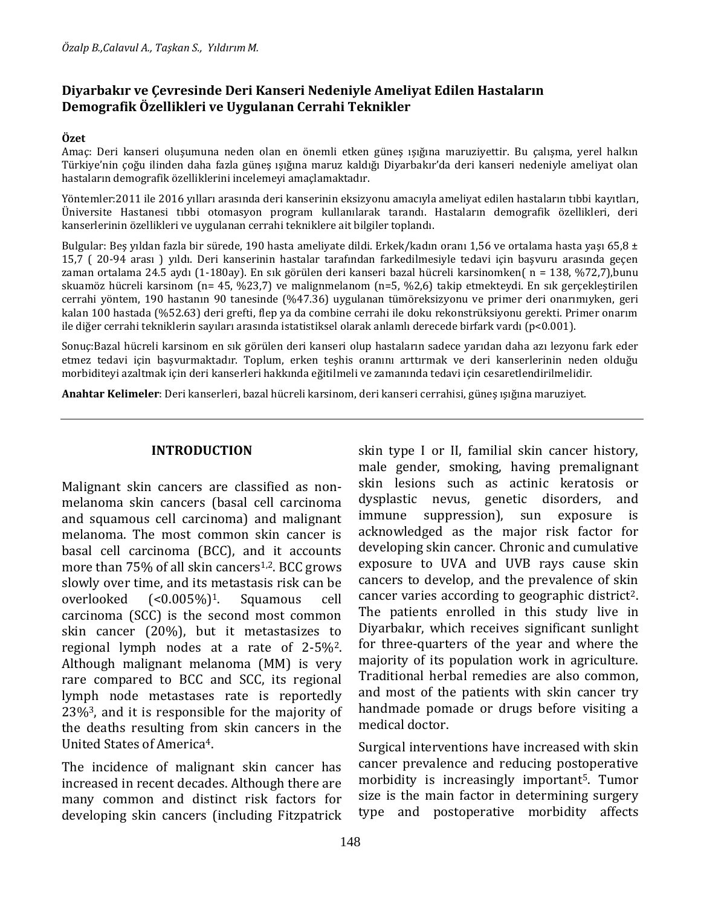## Diyarbakır ve Çevresinde Deri Kanseri Nedeniyle Ameliyat Edilen Hastaların Demografik Özellikleri ve Uygulanan Cerrahi Teknikler

**Özet**

Amaç: Deri kanseri oluşumuna neden olan en önemli etken güneş ışığına maruziyettir. Bu çalışma, yerel halkın Türkiye'nin çoğu ilinden daha fazla güneş ışığına maruz kaldığı Diyarbakır'da deri kanseri nedeniyle ameliyat olan hastaların demografik özelliklerini incelemeyi amaçlamaktadır.

Yöntemler:2011 ile 2016 yılları arasında deri kanserinin eksizyonu amacıyla ameliyat edilen hastaların tıbbi kayıtları, Üniversite Hastanesi tıbbi otomasyon program kullanılarak tarandı. Hastaların demografik özellikleri, deri kanserlerinin özellikleri ve uygulanan cerrahi tekniklere ait bilgiler toplandı.

Bulgular: Beş yıldan fazla bir sürede, 190 hasta ameliyate dildi. Erkek/kadın oranı 1,56 ve ortalama hasta yaşı 65,8 ± 15,7 ( 20-94 arası ) yıldı. Deri kanserinin hastalar tarafından farkedilmesiyle tedavi için başvuru arasında geçen zaman ortalama 24.5 aydı (1-180ay). En sık görülen deri kanseri bazal hücreli karsinomken( n = 138, %72,7),bunu skuamöz hücreli karsinom (n= 45, %23,7) ve malignmelanom (n=5, %2,6) takip etmekteydi. En sık gerçekleştirilen cerrahi yöntem, 190 hastanın 90 tanesinde (%47.36) uygulanan tümöreksizyonu ve primer deri onarımıyken, geri kalan 100 hastada (%52.63) deri grefti, flep ya da combine cerrahi ile doku rekonstrüksiyonu gerekti. Primer onarım ile diğer cerrahi tekniklerin sayıları arasında istatistiksel olarak anlamlı derecede birfark vardı ($p<0.001$).

Sonuç:Bazal hücreli karsinom en sık görülen deri kanseri olup hastaların sadece yarıdan daha azı lezyonu fark eder etmez tedavi için başvurmaktadır. Toplum, erken teşhis oranını arttırmak ve deri kanserlerinin neden olduğu morbiditeyi azaltmak için deri kanserleri hakkında eğitilmeli ve zamanında tedavi için cesaretlendirilmelidir.

**Anahtar Kelimeler**: Deri kanserleri, bazal hücreli karsinom, deri kanseri cerrahisi, güneş ışığına maruziyet.

---

## INTRODUCTION

Malignant skin cancers are classified as non-melanoma skin cancers (basal cell carcinoma and squamous cell carcinoma) and malignant melanoma. The most common skin cancer is basal cell carcinoma (BCC), and it accounts more than 75% of all skin cancers[1,2]. BCC grows slowly over time, and its metastasis risk can be overlooked (<0.005%)[1]. Squamous cell carcinoma (SCC) is the second most common skin cancer (20%), but it metastasizes to regional lymph nodes at a rate of 2-5%[2]. Although malignant melanoma (MM) is very rare compared to BCC and SCC, its regional lymph node metastases rate is reportedly 23%[3], and it is responsible for the majority of the deaths resulting from skin cancers in the United States of America[4].

The incidence of malignant skin cancer has increased in recent decades. Although there are many common and distinct risk factors for developing skin cancers (including Fitzpatrick skin type I or II, familial skin cancer history, male gender, smoking, having premalignant skin lesions such as actinic keratosis or dysplastic nevus, genetic disorders, and immune suppression), sun exposure is acknowledged as the major risk factor for developing skin cancer. Chronic and cumulative exposure to UVA and UVB rays cause skin cancers to develop, and the prevalence of skin cancer varies according to geographic district[2]. The patients enrolled in this study live in Diyarbakır, which receives significant sunlight for three-quarters of the year and where the majority of its population work in agriculture. Traditional herbal remedies are also common, and most of the patients with skin cancer try handmade pomade or drugs before visiting a medical doctor.

Surgical interventions have increased with skin cancer prevalence and reducing postoperative morbidity is increasingly important[5]. Tumor size is the main factor in determining surgery type and postoperative morbidity affects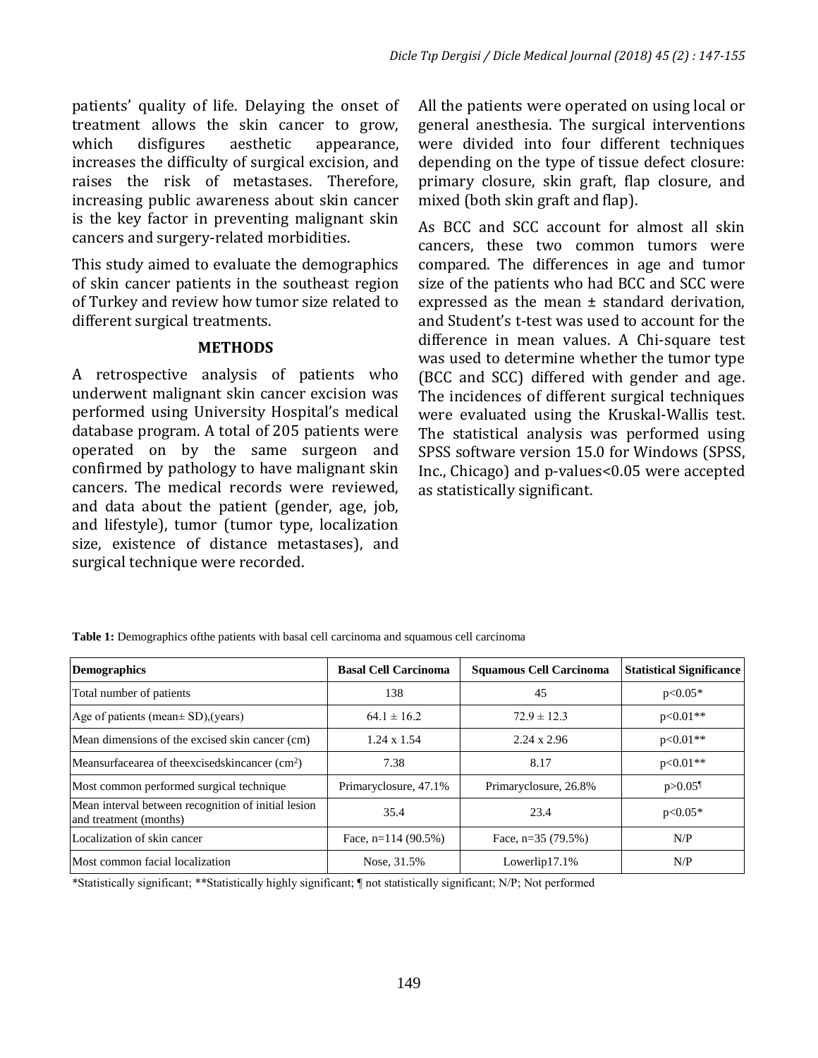patients' quality of life. Delaying the onset of treatment allows the skin cancer to grow, which disfigures aesthetic appearance, increases the difficulty of surgical excision, and raises the risk of metastases. Therefore, increasing public awareness about skin cancer is the key factor in preventing malignant skin cancers and surgery-related morbidities.

This study aimed to evaluate the demographics of skin cancer patients in the southeast region of Turkey and review how tumor size related to different surgical treatments.

## METHODS

A retrospective analysis of patients who underwent malignant skin cancer excision was performed using University Hospital's medical database program. A total of 205 patients were operated on by the same surgeon and confirmed by pathology to have malignant skin cancers. The medical records were reviewed, and data about the patient (gender, age, job, and lifestyle), tumor (tumor type, localization size, existence of distance metastases), and surgical technique were recorded.

All the patients were operated on using local or general anesthesia. The surgical interventions were divided into four different techniques depending on the type of tissue defect closure: primary closure, skin graft, flap closure, and mixed (both skin graft and flap).

As BCC and SCC account for almost all skin cancers, these two common tumors were compared. The differences in age and tumor size of the patients who had BCC and SCC were expressed as the mean ± standard derivation, and Student's t-test was used to account for the difference in mean values. A Chi-square test was used to determine whether the tumor type (BCC and SCC) differed with gender and age. The incidences of different surgical techniques were evaluated using the Kruskal-Wallis test. The statistical analysis was performed using SPSS software version 15.0 for Windows (SPSS, Inc., Chicago) and p-values<0.05 were accepted as statistically significant.

**Table 1:** Demographics ofthe patients with basal cell carcinoma and squamous cell carcinoma

| Demographics | Basal Cell Carcinoma | Squamous Cell Carcinoma | Statistical Significance |
|---|---|---|---|
| Total number of patients | 138 | 45 | p<0.05* |
| Age of patients (mean± SD),(years) | 64.1 ± 16.2 | 72.9 ± 12.3 | p<0.01** |
| Mean dimensions of the excised skin cancer (cm) | 1.24 x 1.54 | 2.24 x 2.96 | p<0.01** |
| Meansurfacearea of theexcisedskincancer ($cm^2$) | 7.38 | 8.17 | p<0.01** |
| Most common performed surgical technique | Primaryclosure, 47.1% | Primaryclosure, 26.8% | p>0.05¶ |
| Mean interval between recognition of initial lesion and treatment (months) | 35.4 | 23.4 | p<0.05* |
| Localization of skin cancer | Face, n=114 (90.5%) | Face, n=35 (79.5%) | N/P |
| Most common facial localization | Nose, 31.5% | Lowerlip17.1% | N/P |

*Statistically significant; **Statistically highly significant; ¶ not statistically significant; N/P; Not performed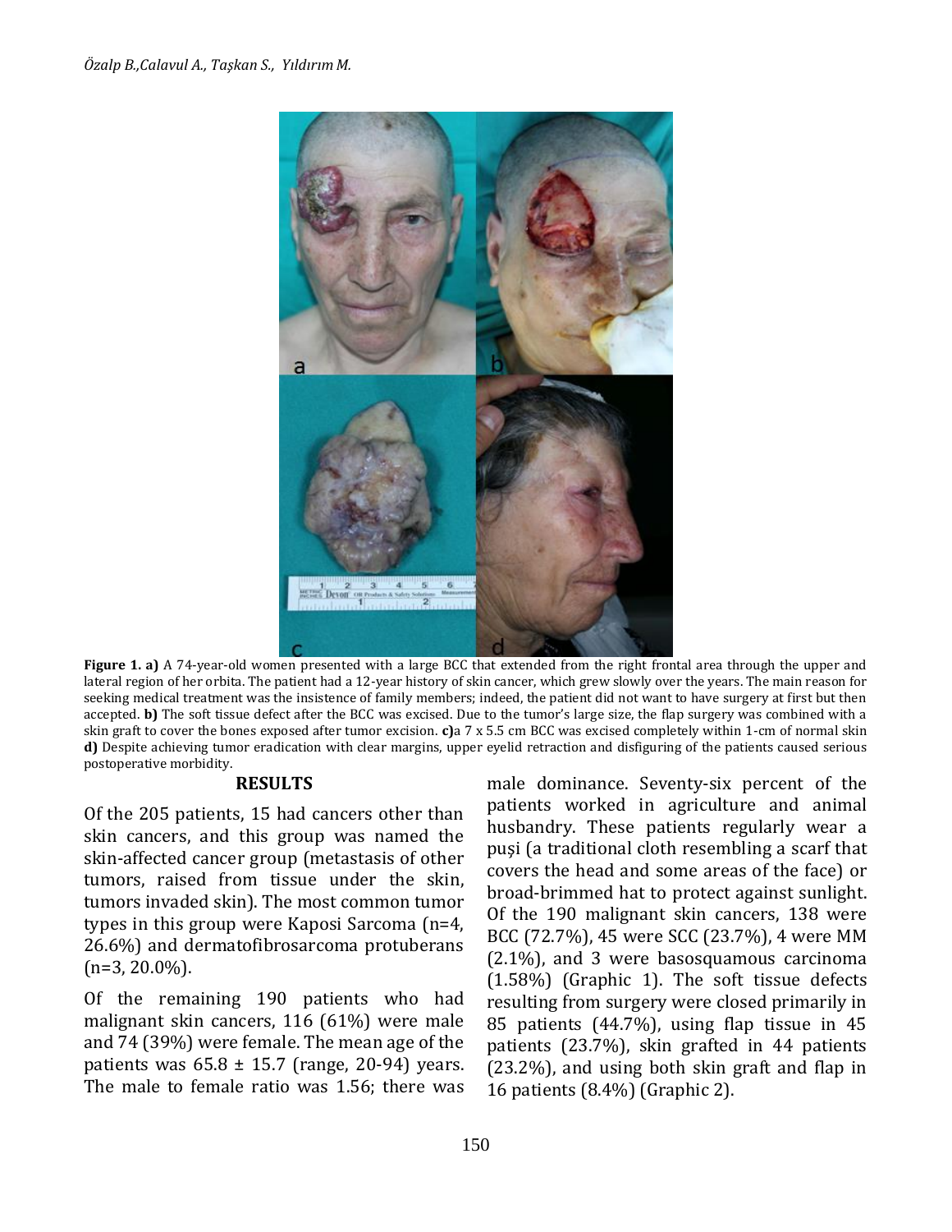**Figure 1. a)** A 74-year-old women presented with a large BCC that extended from the right frontal area through the upper and lateral region of her orbita. The patient had a 12-year history of skin cancer, which grew slowly over the years. The main reason for seeking medical treatment was the insistence of family members; indeed, the patient did not want to have surgery at first but then accepted. **b)** The soft tissue defect after the BCC was excised. Due to the tumor's large size, the flap surgery was combined with a skin graft to cover the bones exposed after tumor excision. **c)**a 7 x 5.5 cm BCC was excised completely within 1-cm of normal skin **d)** Despite achieving tumor eradication with clear margins, upper eyelid retraction and disfiguring of the patients caused serious postoperative morbidity.

## RESULTS

Of the 205 patients, 15 had cancers other than skin cancers, and this group was named the skin-affected cancer group (metastasis of other tumors, raised from tissue under the skin, tumors invaded skin). The most common tumor types in this group were Kaposi Sarcoma (n=4, 26.6%) and dermatofibrosarcoma protuberans (n=3, 20.0%).

Of the remaining 190 patients who had malignant skin cancers, 116 (61%) were male and 74 (39%) were female. The mean age of the patients was 65.8 ± 15.7 (range, 20-94) years. The male to female ratio was 1.56; there was male dominance. Seventy-six percent of the patients worked in agriculture and animal husbandry. These patients regularly wear a puşi (a traditional cloth resembling a scarf that covers the head and some areas of the face) or broad-brimmed hat to protect against sunlight. Of the 190 malignant skin cancers, 138 were BCC (72.7%), 45 were SCC (23.7%), 4 were MM (2.1%), and 3 were basosquamous carcinoma (1.58%) (Graphic 1). The soft tissue defects resulting from surgery were closed primarily in 85 patients (44.7%), using flap tissue in 45 patients (23.7%), skin grafted in 44 patients (23.2%), and using both skin graft and flap in 16 patients (8.4%) (Graphic 2).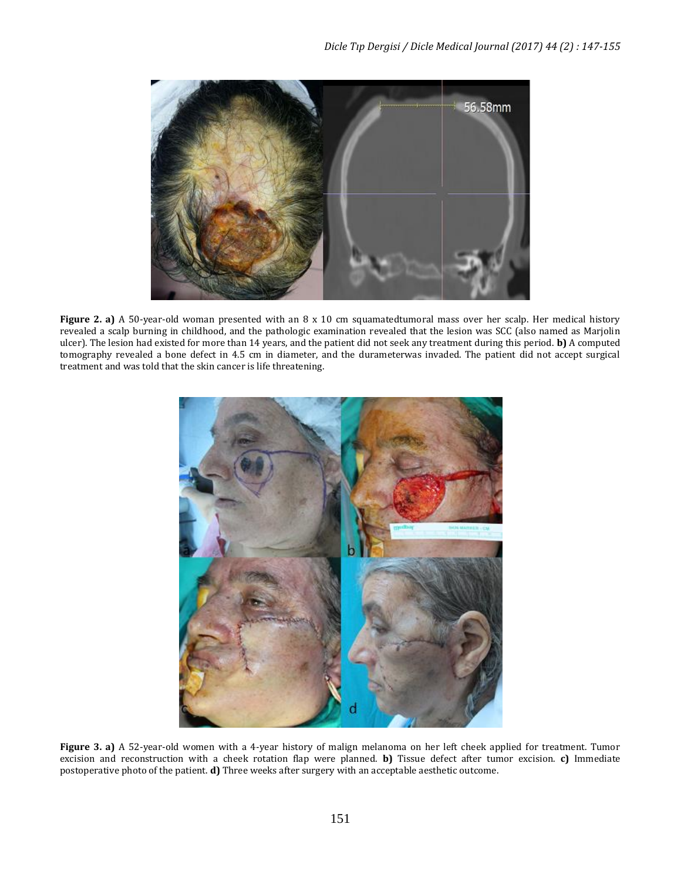**Figure 2. a)** A 50-year-old woman presented with an 8 x 10 cm squamatedtumoral mass over her scalp. Her medical history revealed a scalp burning in childhood, and the pathologic examination revealed that the lesion was SCC (also named as Marjolin ulcer). The lesion had existed for more than 14 years, and the patient did not seek any treatment during this period. **b)** A computed tomography revealed a bone defect in 4.5 cm in diameter, and the durameterwas invaded. The patient did not accept surgical treatment and was told that the skin cancer is life threatening.

**Figure 3. a)** A 52-year-old women with a 4-year history of malign melanoma on her left cheek applied for treatment. Tumor excision and reconstruction with a cheek rotation flap were planned. **b)** Tissue defect after tumor excision. **c)** Immediate postoperative photo of the patient. **d)** Three weeks after surgery with an acceptable aesthetic outcome.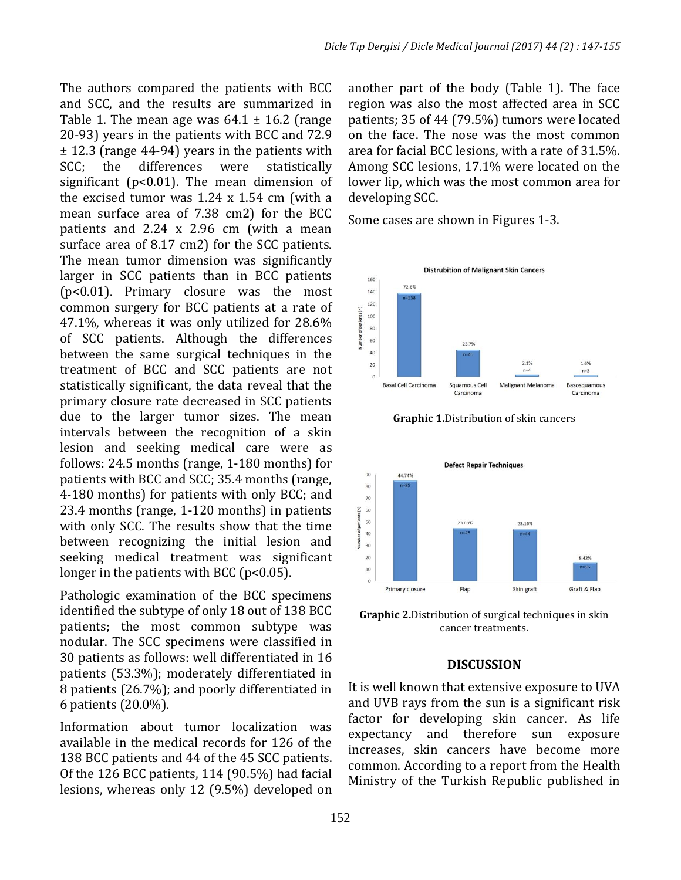The authors compared the patients with BCC and SCC, and the results are summarized in Table 1. The mean age was 64.1 ± 16.2 (range 20-93) years in the patients with BCC and 72.9 ± 12.3 (range 44-94) years in the patients with SCC; the differences were statistically significant ($p<0.01$). The mean dimension of the excised tumor was 1.24 x 1.54 cm (with a mean surface area of 7.38 cm2) for the BCC patients and 2.24 x 2.96 cm (with a mean surface area of 8.17 cm2) for the SCC patients. The mean tumor dimension was significantly larger in SCC patients than in BCC patients ($p<0.01$). Primary closure was the most common surgery for BCC patients at a rate of 47.1%, whereas it was only utilized for 28.6% of SCC patients. Although the differences between the same surgical techniques in the treatment of BCC and SCC patients are not statistically significant, the data reveal that the primary closure rate decreased in SCC patients due to the larger tumor sizes. The mean intervals between the recognition of a skin lesion and seeking medical care were as follows: 24.5 months (range, 1-180 months) for patients with BCC and SCC; 35.4 months (range, 4-180 months) for patients with only BCC; and 23.4 months (range, 1-120 months) in patients with only SCC. The results show that the time between recognizing the initial lesion and seeking medical treatment was significant longer in the patients with BCC ($p<0.05$).

Pathologic examination of the BCC specimens identified the subtype of only 18 out of 138 BCC patients; the most common subtype was nodular. The SCC specimens were classified in 30 patients as follows: well differentiated in 16 patients (53.3%); moderately differentiated in 8 patients (26.7%); and poorly differentiated in 6 patients (20.0%).

Information about tumor localization was available in the medical records for 126 of the 138 BCC patients and 44 of the 45 SCC patients. Of the 126 BCC patients, 114 (90.5%) had facial lesions, whereas only 12 (9.5%) developed on another part of the body (Table 1). The face region was also the most affected area in SCC patients; 35 of 44 (79.5%) tumors were located on the face. The nose was the most common area for facial BCC lesions, with a rate of 31.5%. Among SCC lesions, 17.1% were located on the lower lip, which was the most common area for developing SCC.

Some cases are shown in Figures 1-3.

**Graphic 1.** Distribution of skin cancers

**Graphic 2.** Distribution of surgical techniques in skin cancer treatments.

## DISCUSSION

It is well known that extensive exposure to UVA and UVB rays from the sun is a significant risk factor for developing skin cancer. As life expectancy and therefore sun exposure increases, skin cancers have become more common. According to a report from the Health Ministry of the Turkish Republic published in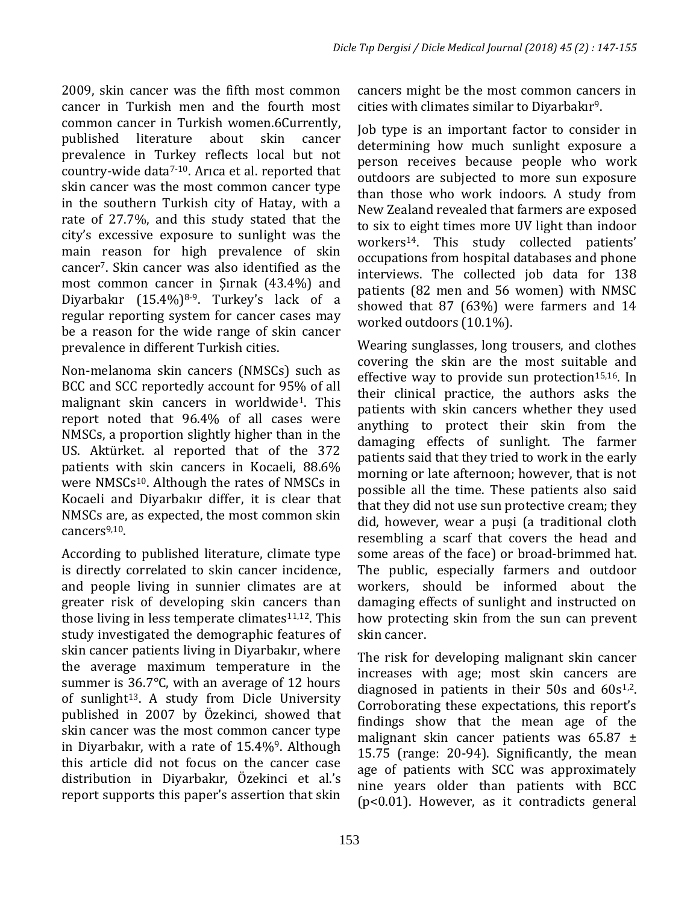2009, skin cancer was the fifth most common cancer in Turkish men and the fourth most common cancer in Turkish women.6Currently, published literature about skin cancer prevalence in Turkey reflects local but not country-wide data[7-10]. Arıca et al. reported that skin cancer was the most common cancer type in the southern Turkish city of Hatay, with a rate of 27.7%, and this study stated that the city's excessive exposure to sunlight was the main reason for high prevalence of skin cancer[7]. Skin cancer was also identified as the most common cancer in Şırnak (43.4%) and Diyarbakır (15.4%)[8-9]. Turkey's lack of a regular reporting system for cancer cases may be a reason for the wide range of skin cancer prevalence in different Turkish cities.

Non-melanoma skin cancers (NMSCs) such as BCC and SCC reportedly account for 95% of all malignant skin cancers in worldwide[1]. This report noted that 96.4% of all cases were NMSCs, a proportion slightly higher than in the US. Aktürket. al reported that of the 372 patients with skin cancers in Kocaeli, 88.6% were NMSCs[10]. Although the rates of NMSCs in Kocaeli and Diyarbakır differ, it is clear that NMSCs are, as expected, the most common skin cancers[9,10].

According to published literature, climate type is directly correlated to skin cancer incidence, and people living in sunnier climates are at greater risk of developing skin cancers than those living in less temperate climates[11,12]. This study investigated the demographic features of skin cancer patients living in Diyarbakır, where the average maximum temperature in the summer is 36.7°C, with an average of 12 hours of sunlight[13]. A study from Dicle University published in 2007 by Özekinci, showed that skin cancer was the most common cancer type in Diyarbakır, with a rate of 15.4%[9]. Although this article did not focus on the cancer case distribution in Diyarbakır, Özekinci et al.'s report supports this paper's assertion that skin cancers might be the most common cancers in cities with climates similar to Diyarbakır[9].

Job type is an important factor to consider in determining how much sunlight exposure a person receives because people who work outdoors are subjected to more sun exposure than those who work indoors. A study from New Zealand revealed that farmers are exposed to six to eight times more UV light than indoor workers[14]. This study collected patients' occupations from hospital databases and phone interviews. The collected job data for 138 patients (82 men and 56 women) with NMSC showed that 87 (63%) were farmers and 14 worked outdoors (10.1%).

Wearing sunglasses, long trousers, and clothes covering the skin are the most suitable and effective way to provide sun protection[15,16]. In their clinical practice, the authors asks the patients with skin cancers whether they used anything to protect their skin from the damaging effects of sunlight. The farmer patients said that they tried to work in the early morning or late afternoon; however, that is not possible all the time. These patients also said that they did not use sun protective cream; they did, however, wear a puşi (a traditional cloth resembling a scarf that covers the head and some areas of the face) or broad-brimmed hat. The public, especially farmers and outdoor workers, should be informed about the damaging effects of sunlight and instructed on how protecting skin from the sun can prevent skin cancer.

The risk for developing malignant skin cancer increases with age; most skin cancers are diagnosed in patients in their 50s and 60s[1,2]. Corroborating these expectations, this report's findings show that the mean age of the malignant skin cancer patients was 65.87 ± 15.75 (range: 20-94). Significantly, the mean age of patients with SCC was approximately nine years older than patients with BCC ($p<0.01$). However, as it contradicts general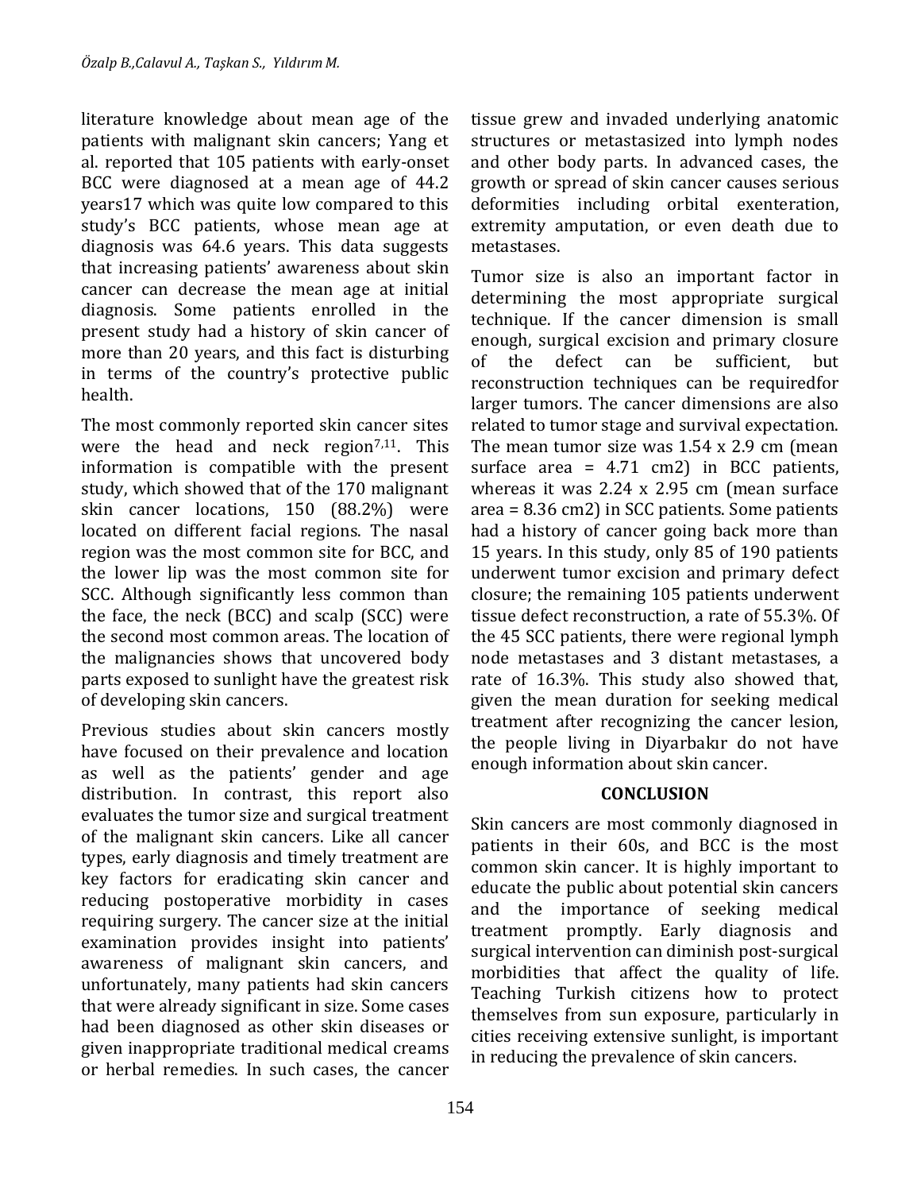literature knowledge about mean age of the patients with malignant skin cancers; Yang et al. reported that 105 patients with early-onset BCC were diagnosed at a mean age of 44.2 years17 which was quite low compared to this study's BCC patients, whose mean age at diagnosis was 64.6 years. This data suggests that increasing patients' awareness about skin cancer can decrease the mean age at initial diagnosis. Some patients enrolled in the present study had a history of skin cancer of more than 20 years, and this fact is disturbing in terms of the country's protective public health.

The most commonly reported skin cancer sites were the head and neck region[7,11]. This information is compatible with the present study, which showed that of the 170 malignant skin cancer locations, 150 (88.2%) were located on different facial regions. The nasal region was the most common site for BCC, and the lower lip was the most common site for SCC. Although significantly less common than the face, the neck (BCC) and scalp (SCC) were the second most common areas. The location of the malignancies shows that uncovered body parts exposed to sunlight have the greatest risk of developing skin cancers.

Previous studies about skin cancers mostly have focused on their prevalence and location as well as the patients' gender and age distribution. In contrast, this report also evaluates the tumor size and surgical treatment of the malignant skin cancers. Like all cancer types, early diagnosis and timely treatment are key factors for eradicating skin cancer and reducing postoperative morbidity in cases requiring surgery. The cancer size at the initial examination provides insight into patients' awareness of malignant skin cancers, and unfortunately, many patients had skin cancers that were already significant in size. Some cases had been diagnosed as other skin diseases or given inappropriate traditional medical creams or herbal remedies. In such cases, the cancer tissue grew and invaded underlying anatomic structures or metastasized into lymph nodes and other body parts. In advanced cases, the growth or spread of skin cancer causes serious deformities including orbital exenteration, extremity amputation, or even death due to metastases.

Tumor size is also an important factor in determining the most appropriate surgical technique. If the cancer dimension is small enough, surgical excision and primary closure of the defect can be sufficient, but reconstruction techniques can be requiredfor larger tumors. The cancer dimensions are also related to tumor stage and survival expectation. The mean tumor size was 1.54 x 2.9 cm (mean surface area = 4.71 cm2) in BCC patients, whereas it was 2.24 x 2.95 cm (mean surface area = 8.36 cm2) in SCC patients. Some patients had a history of cancer going back more than 15 years. In this study, only 85 of 190 patients underwent tumor excision and primary defect closure; the remaining 105 patients underwent tissue defect reconstruction, a rate of 55.3%. Of the 45 SCC patients, there were regional lymph node metastases and 3 distant metastases, a rate of 16.3%. This study also showed that, given the mean duration for seeking medical treatment after recognizing the cancer lesion, the people living in Diyarbakır do not have enough information about skin cancer.

## CONCLUSION

Skin cancers are most commonly diagnosed in patients in their 60s, and BCC is the most common skin cancer. It is highly important to educate the public about potential skin cancers and the importance of seeking medical treatment promptly. Early diagnosis and surgical intervention can diminish post-surgical morbidities that affect the quality of life. Teaching Turkish citizens how to protect themselves from sun exposure, particularly in cities receiving extensive sunlight, is important in reducing the prevalence of skin cancers.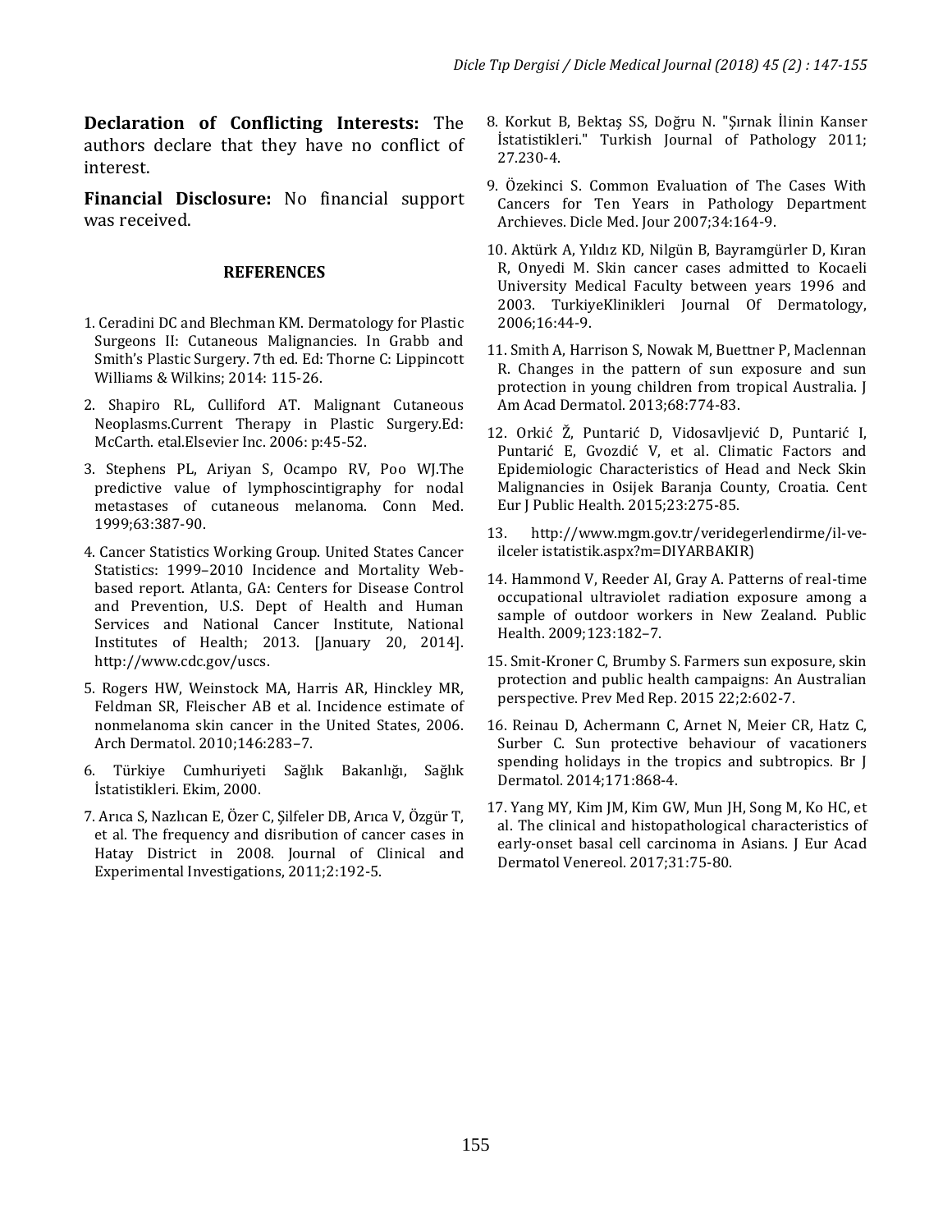**Declaration of Conflicting Interests:** The authors declare that they have no conflict of interest.

**Financial Disclosure:** No financial support was received.

## REFERENCES

1. Ceradini DC and Blechman KM. Dermatology for Plastic Surgeons II: Cutaneous Malignancies. In Grabb and Smith's Plastic Surgery. 7th ed. Ed: Thorne C: Lippincott Williams & Wilkins; 2014: 115-26.

2. Shapiro RL, Culliford AT. Malignant Cutaneous Neoplasms.Current Therapy in Plastic Surgery.Ed: McCarth. etal.Elsevier Inc. 2006: p:45-52.

3. Stephens PL, Ariyan S, Ocampo RV, Poo WJ.The predictive value of lymphoscintigraphy for nodal metastases of cutaneous melanoma. Conn Med. 1999;63:387-90.

4. Cancer Statistics Working Group. United States Cancer Statistics: 1999–2010 Incidence and Mortality Web-based report. Atlanta, GA: Centers for Disease Control and Prevention, U.S. Dept of Health and Human Services and National Cancer Institute, National Institutes of Health; 2013. [January 20, 2014]. http://www.cdc.gov/uscs.

5. Rogers HW, Weinstock MA, Harris AR, Hinckley MR, Feldman SR, Fleischer AB et al. Incidence estimate of nonmelanoma skin cancer in the United States, 2006. Arch Dermatol. 2010;146:283–7.

6. Türkiye Cumhuriyeti Sağlık Bakanlığı, Sağlık İstatistikleri. Ekim, 2000.

7. Arıca S, Nazlıcan E, Özer C, Şilfeler DB, Arıca V, Özgür T, et al. The frequency and disribution of cancer cases in Hatay District in 2008. Journal of Clinical and Experimental Investigations, 2011;2:192-5.

8. Korkut B, Bektaş SS, Doğru N. "Şırnak İlinin Kanser İstatistikleri." Turkish Journal of Pathology 2011; 27.230-4.

9. Özekinci S. Common Evaluation of The Cases With Cancers for Ten Years in Pathology Department Archieves. Dicle Med. Jour 2007;34:164-9.

10. Aktürk A, Yıldız KD, Nilgün B, Bayramgürler D, Kıran R, Onyedi M. Skin cancer cases admitted to Kocaeli University Medical Faculty between years 1996 and 2003. TurkiyeKlinikleri Journal Of Dermatology, 2006;16:44-9.

11. Smith A, Harrison S, Nowak M, Buettner P, Maclennan R. Changes in the pattern of sun exposure and sun protection in young children from tropical Australia. J Am Acad Dermatol. 2013;68:774-83.

12. Orkić Ž, Puntarić D, Vidosavljević D, Puntarić I, Puntarić E, Gvozdić V, et al. Climatic Factors and Epidemiologic Characteristics of Head and Neck Skin Malignancies in Osijek Baranja County, Croatia. Cent Eur J Public Health. 2015;23:275-85.

13. http://www.mgm.gov.tr/veridegerlendirme/il-ve-ilceler istatistik.aspx?m=DIYARBAKIR)

14. Hammond V, Reeder AI, Gray A. Patterns of real-time occupational ultraviolet radiation exposure among a sample of outdoor workers in New Zealand. Public Health. 2009;123:182–7.

15. Smit-Kroner C, Brumby S. Farmers sun exposure, skin protection and public health campaigns: An Australian perspective. Prev Med Rep. 2015 22;2:602-7.

16. Reinau D, Achermann C, Arnet N, Meier CR, Hatz C, Surber C. Sun protective behaviour of vacationers spending holidays in the tropics and subtropics. Br J Dermatol. 2014;171:868-4.

17. Yang MY, Kim JM, Kim GW, Mun JH, Song M, Ko HC, et al. The clinical and histopathological characteristics of early-onset basal cell carcinoma in Asians. J Eur Acad Dermatol Venereol. 2017;31:75-80.